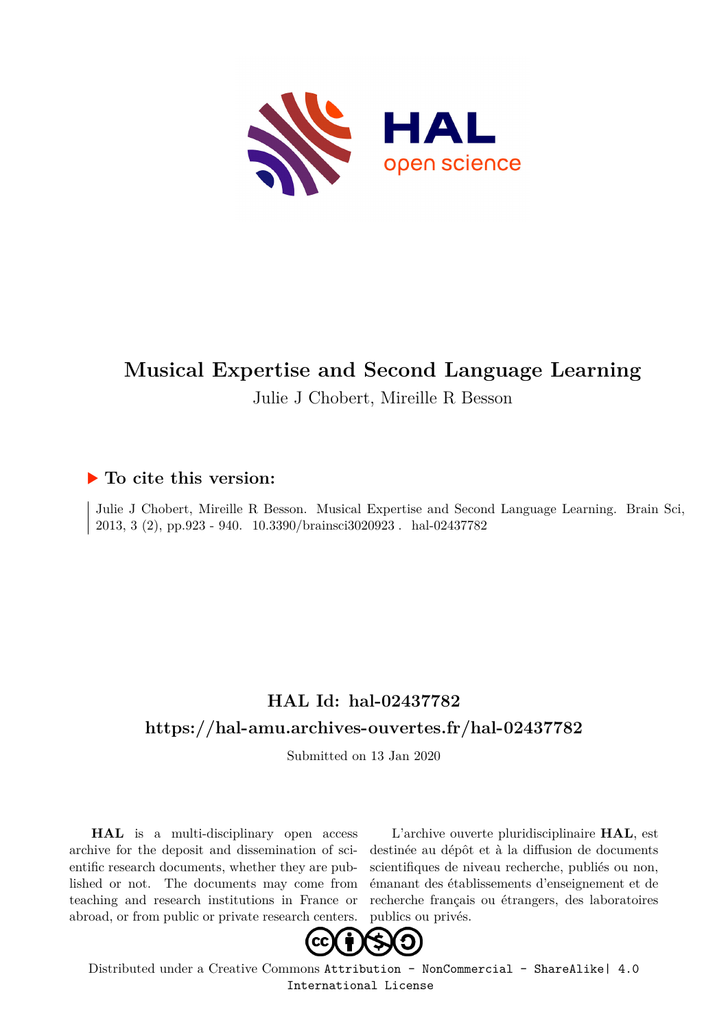# Musical Expertise and Second Language Learning

Julie J Chobert, Mireille R Besson

## ▶ To cite this version:

Julie J Chobert, Mireille R Besson. Musical Expertise and Second Language Learning. Brain Sci, 2013, 3 (2), pp.923 - 940. 10.3390/brainsci3020923 . hal-02437782

## HAL Id: hal-02437782

## https://hal-amu.archives-ouvertes.fr/hal-02437782

Submitted on 13 Jan 2020

**HAL** is a multi-disciplinary open access archive for the deposit and dissemination of scientific research documents, whether they are published or not. The documents may come from teaching and research institutions in France or abroad, or from public or private research centers.

L'archive ouverte pluridisciplinaire **HAL**, est destinée au dépôt et à la diffusion de documents scientifiques de niveau recherche, publiés ou non, émanant des établissements d'enseignement et de recherche français ou étrangers, des laboratoires publics ou privés.

Distributed under a Creative Commons Attribution - NonCommercial - ShareAlike| 4.0 International License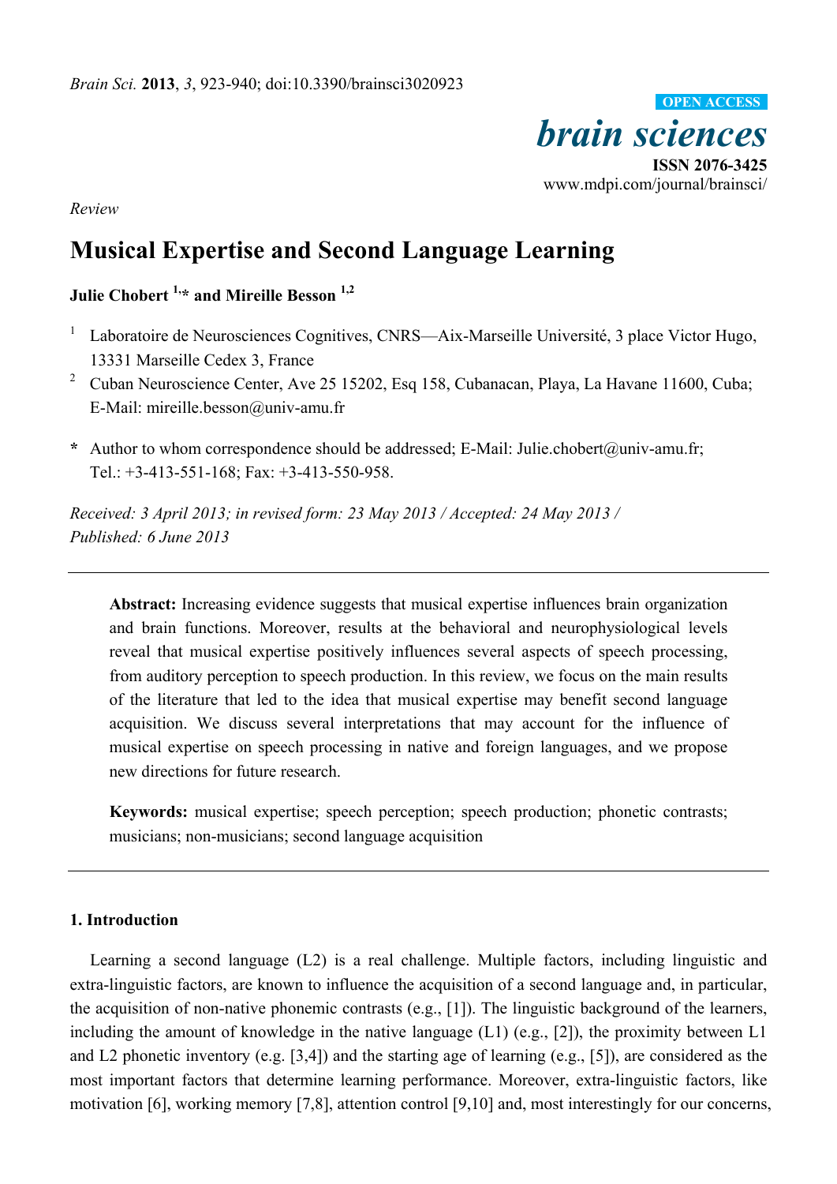*Review*

# Musical Expertise and Second Language Learning

**Julie Chobert [1,*] and Mireille Besson [1,2]**

[1] Laboratoire de Neurosciences Cognitives, CNRS—Aix-Marseille Université, 3 place Victor Hugo, 13331 Marseille Cedex 3, France

[2] Cuban Neuroscience Center, Ave 25 15202, Esq 158, Cubanacan, Playa, La Havane 11600, Cuba; E-Mail: mireille.besson@univ-amu.fr

**\*** Author to whom correspondence should be addressed; E-Mail: Julie.chobert@univ-amu.fr; Tel.: +3-413-551-168; Fax: +3-413-550-958.

*Received: 3 April 2013; in revised form: 23 May 2013 / Accepted: 24 May 2013 / Published: 6 June 2013*

---

**Abstract:** Increasing evidence suggests that musical expertise influences brain organization and brain functions. Moreover, results at the behavioral and neurophysiological levels reveal that musical expertise positively influences several aspects of speech processing, from auditory perception to speech production. In this review, we focus on the main results of the literature that led to the idea that musical expertise may benefit second language acquisition. We discuss several interpretations that may account for the influence of musical expertise on speech processing in native and foreign languages, and we propose new directions for future research.

**Keywords:** musical expertise; speech perception; speech production; phonetic contrasts; musicians; non-musicians; second language acquisition

---

## 1. Introduction

Learning a second language (L2) is a real challenge. Multiple factors, including linguistic and extra-linguistic factors, are known to influence the acquisition of a second language and, in particular, the acquisition of non-native phonemic contrasts (e.g., [1]). The linguistic background of the learners, including the amount of knowledge in the native language (L1) (e.g., [2]), the proximity between L1 and L2 phonetic inventory (e.g. [3,4]) and the starting age of learning (e.g., [5]), are considered as the most important factors that determine learning performance. Moreover, extra-linguistic factors, like motivation [6], working memory [7,8], attention control [9,10] and, most interestingly for our concerns,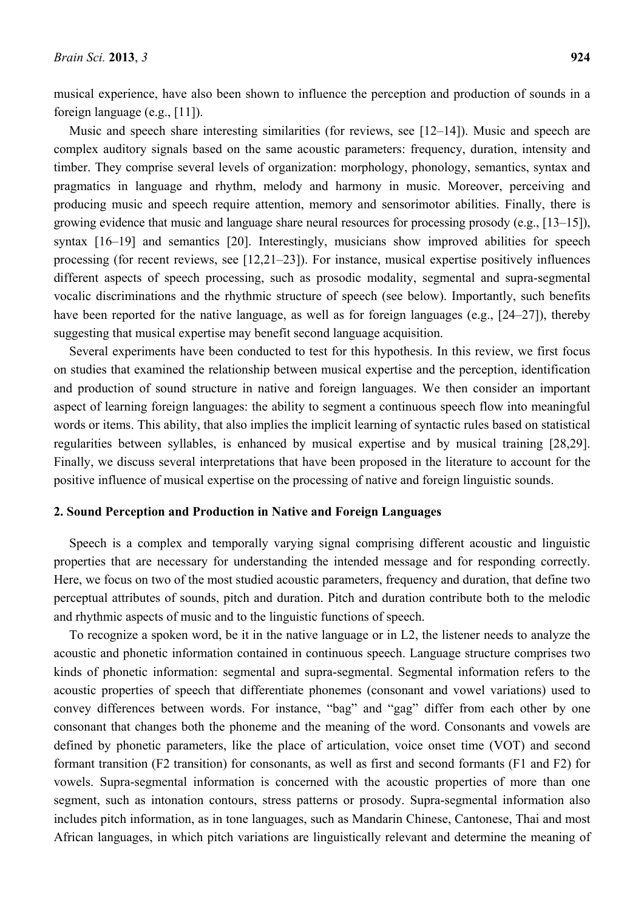musical experience, have also been shown to influence the perception and production of sounds in a foreign language (e.g., [11]).

Music and speech share interesting similarities (for reviews, see [12–14]). Music and speech are complex auditory signals based on the same acoustic parameters: frequency, duration, intensity and timber. They comprise several levels of organization: morphology, phonology, semantics, syntax and pragmatics in language and rhythm, melody and harmony in music. Moreover, perceiving and producing music and speech require attention, memory and sensorimotor abilities. Finally, there is growing evidence that music and language share neural resources for processing prosody (e.g., [13–15]), syntax [16–19] and semantics [20]. Interestingly, musicians show improved abilities for speech processing (for recent reviews, see [12,21–23]). For instance, musical expertise positively influences different aspects of speech processing, such as prosodic modality, segmental and supra-segmental vocalic discriminations and the rhythmic structure of speech (see below). Importantly, such benefits have been reported for the native language, as well as for foreign languages (e.g., [24–27]), thereby suggesting that musical expertise may benefit second language acquisition.

Several experiments have been conducted to test for this hypothesis. In this review, we first focus on studies that examined the relationship between musical expertise and the perception, identification and production of sound structure in native and foreign languages. We then consider an important aspect of learning foreign languages: the ability to segment a continuous speech flow into meaningful words or items. This ability, that also implies the implicit learning of syntactic rules based on statistical regularities between syllables, is enhanced by musical expertise and by musical training [28,29]. Finally, we discuss several interpretations that have been proposed in the literature to account for the positive influence of musical expertise on the processing of native and foreign linguistic sounds.

## 2. Sound Perception and Production in Native and Foreign Languages

Speech is a complex and temporally varying signal comprising different acoustic and linguistic properties that are necessary for understanding the intended message and for responding correctly. Here, we focus on two of the most studied acoustic parameters, frequency and duration, that define two perceptual attributes of sounds, pitch and duration. Pitch and duration contribute both to the melodic and rhythmic aspects of music and to the linguistic functions of speech.

To recognize a spoken word, be it in the native language or in L2, the listener needs to analyze the acoustic and phonetic information contained in continuous speech. Language structure comprises two kinds of phonetic information: segmental and supra-segmental. Segmental information refers to the acoustic properties of speech that differentiate phonemes (consonant and vowel variations) used to convey differences between words. For instance, "bag" and "gag" differ from each other by one consonant that changes both the phoneme and the meaning of the word. Consonants and vowels are defined by phonetic parameters, like the place of articulation, voice onset time (VOT) and second formant transition (F2 transition) for consonants, as well as first and second formants (F1 and F2) for vowels. Supra-segmental information is concerned with the acoustic properties of more than one segment, such as intonation contours, stress patterns or prosody. Supra-segmental information also includes pitch information, as in tone languages, such as Mandarin Chinese, Cantonese, Thai and most African languages, in which pitch variations are linguistically relevant and determine the meaning of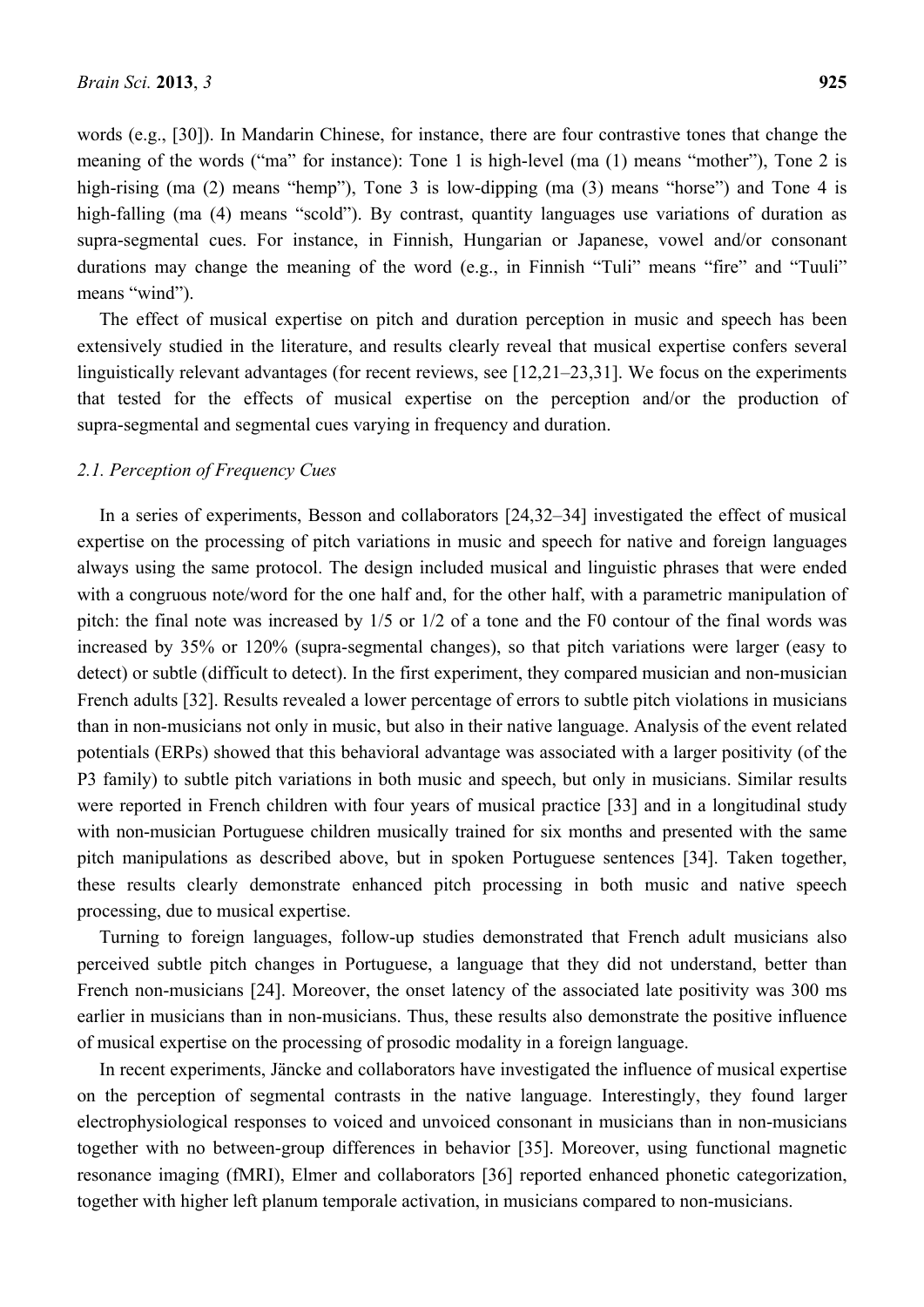words (e.g., [30]). In Mandarin Chinese, for instance, there are four contrastive tones that change the meaning of the words ("ma" for instance): Tone 1 is high-level (ma (1) means "mother"), Tone 2 is high-rising (ma (2) means "hemp"), Tone 3 is low-dipping (ma (3) means "horse") and Tone 4 is high-falling (ma (4) means "scold"). By contrast, quantity languages use variations of duration as supra-segmental cues. For instance, in Finnish, Hungarian or Japanese, vowel and/or consonant durations may change the meaning of the word (e.g., in Finnish "Tuli" means "fire" and "Tuuli" means "wind").

The effect of musical expertise on pitch and duration perception in music and speech has been extensively studied in the literature, and results clearly reveal that musical expertise confers several linguistically relevant advantages (for recent reviews, see [12,21–23,31]. We focus on the experiments that tested for the effects of musical expertise on the perception and/or the production of supra-segmental and segmental cues varying in frequency and duration.

### *2.1. Perception of Frequency Cues*

In a series of experiments, Besson and collaborators [24,32–34] investigated the effect of musical expertise on the processing of pitch variations in music and speech for native and foreign languages always using the same protocol. The design included musical and linguistic phrases that were ended with a congruous note/word for the one half and, for the other half, with a parametric manipulation of pitch: the final note was increased by 1/5 or 1/2 of a tone and the F0 contour of the final words was increased by 35% or 120% (supra-segmental changes), so that pitch variations were larger (easy to detect) or subtle (difficult to detect). In the first experiment, they compared musician and non-musician French adults [32]. Results revealed a lower percentage of errors to subtle pitch violations in musicians than in non-musicians not only in music, but also in their native language. Analysis of the event related potentials (ERPs) showed that this behavioral advantage was associated with a larger positivity (of the P3 family) to subtle pitch variations in both music and speech, but only in musicians. Similar results were reported in French children with four years of musical practice [33] and in a longitudinal study with non-musician Portuguese children musically trained for six months and presented with the same pitch manipulations as described above, but in spoken Portuguese sentences [34]. Taken together, these results clearly demonstrate enhanced pitch processing in both music and native speech processing, due to musical expertise.

Turning to foreign languages, follow-up studies demonstrated that French adult musicians also perceived subtle pitch changes in Portuguese, a language that they did not understand, better than French non-musicians [24]. Moreover, the onset latency of the associated late positivity was 300 ms earlier in musicians than in non-musicians. Thus, these results also demonstrate the positive influence of musical expertise on the processing of prosodic modality in a foreign language.

In recent experiments, Jäncke and collaborators have investigated the influence of musical expertise on the perception of segmental contrasts in the native language. Interestingly, they found larger electrophysiological responses to voiced and unvoiced consonant in musicians than in non-musicians together with no between-group differences in behavior [35]. Moreover, using functional magnetic resonance imaging (fMRI), Elmer and collaborators [36] reported enhanced phonetic categorization, together with higher left planum temporale activation, in musicians compared to non-musicians.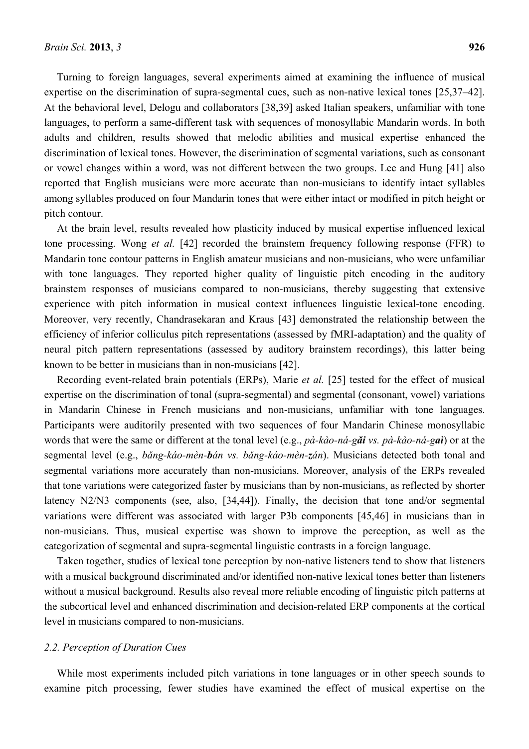Turning to foreign languages, several experiments aimed at examining the influence of musical expertise on the discrimination of supra-segmental cues, such as non-native lexical tones [25,37–42]. At the behavioral level, Delogu and collaborators [38,39] asked Italian speakers, unfamiliar with tone languages, to perform a same-different task with sequences of monosyllabic Mandarin words. In both adults and children, results showed that melodic abilities and musical expertise enhanced the discrimination of lexical tones. However, the discrimination of segmental variations, such as consonant or vowel changes within a word, was not different between the two groups. Lee and Hung [41] also reported that English musicians were more accurate than non-musicians to identify intact syllables among syllables produced on four Mandarin tones that were either intact or modified in pitch height or pitch contour.

At the brain level, results revealed how plasticity induced by musical expertise influenced lexical tone processing. Wong *et al.* [42] recorded the brainstem frequency following response (FFR) to Mandarin tone contour patterns in English amateur musicians and non-musicians, who were unfamiliar with tone languages. They reported higher quality of linguistic pitch encoding in the auditory brainstem responses of musicians compared to non-musicians, thereby suggesting that extensive experience with pitch information in musical context influences linguistic lexical-tone encoding. Moreover, very recently, Chandrasekaran and Kraus [43] demonstrated the relationship between the efficiency of inferior colliculus pitch representations (assessed by fMRI-adaptation) and the quality of neural pitch pattern representations (assessed by auditory brainstem recordings), this latter being known to be better in musicians than in non-musicians [42].

Recording event-related brain potentials (ERPs), Marie *et al.* [25] tested for the effect of musical expertise on the discrimination of tonal (supra-segmental) and segmental (consonant, vowel) variations in Mandarin Chinese in French musicians and non-musicians, unfamiliar with tone languages. Participants were auditorily presented with two sequences of four Mandarin Chinese monosyllabic words that were the same or different at the tonal level (e.g., *pà-kào-ná-g**ǎi*** *vs. pà-kào-ná-g**aì***) or at the segmental level (e.g., *bǎng-káo-mèn-**b**án vs. bǎng-káo-mèn-**z**án*). Musicians detected both tonal and segmental variations more accurately than non-musicians. Moreover, analysis of the ERPs revealed that tone variations were categorized faster by musicians than by non-musicians, as reflected by shorter latency N2/N3 components (see, also, [34,44]). Finally, the decision that tone and/or segmental variations were different was associated with larger P3b components [45,46] in musicians than in non-musicians. Thus, musical expertise was shown to improve the perception, as well as the categorization of segmental and supra-segmental linguistic contrasts in a foreign language.

Taken together, studies of lexical tone perception by non-native listeners tend to show that listeners with a musical background discriminated and/or identified non-native lexical tones better than listeners without a musical background. Results also reveal more reliable encoding of linguistic pitch patterns at the subcortical level and enhanced discrimination and decision-related ERP components at the cortical level in musicians compared to non-musicians.

### *2.2. Perception of Duration Cues*

While most experiments included pitch variations in tone languages or in other speech sounds to examine pitch processing, fewer studies have examined the effect of musical expertise on the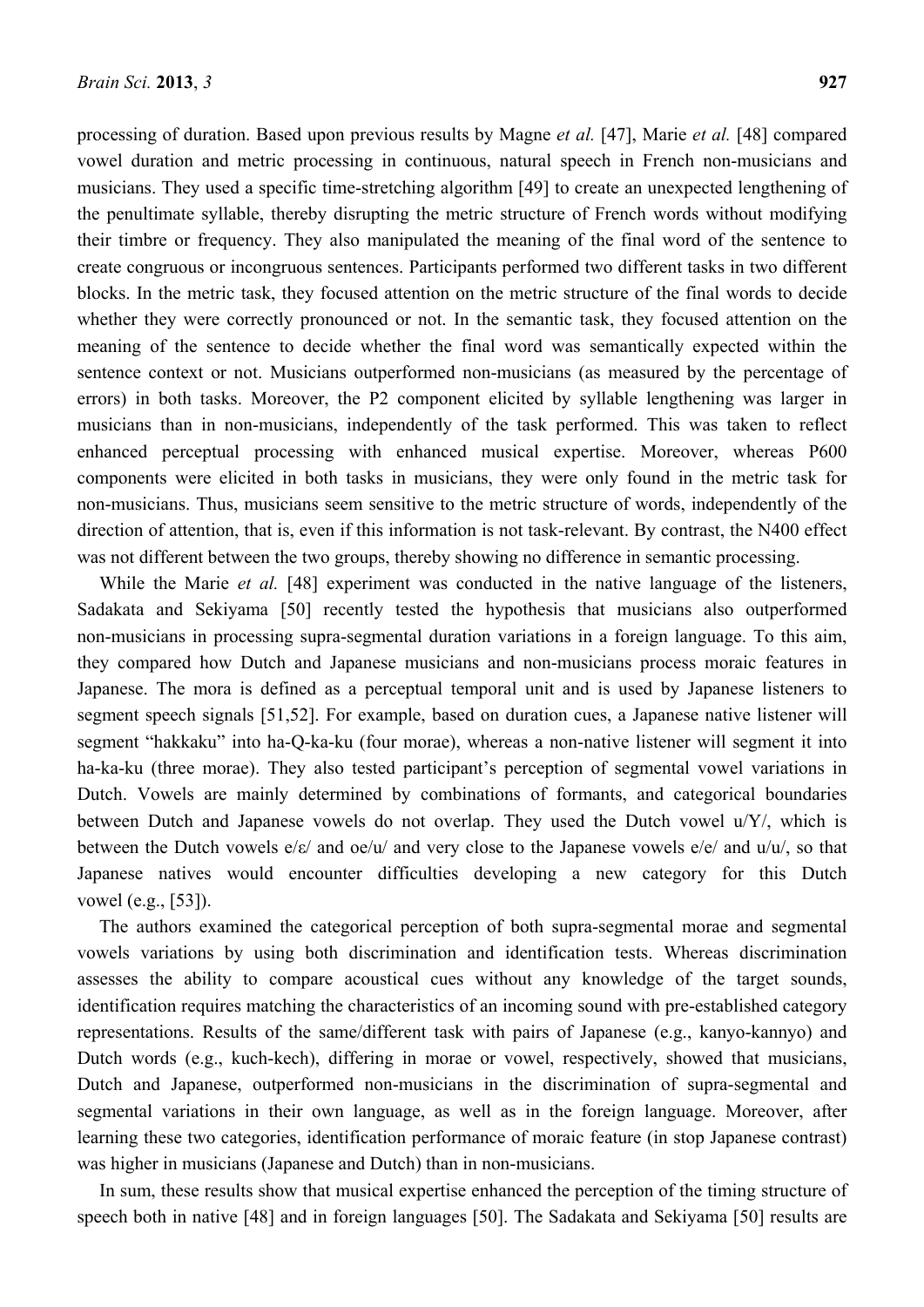processing of duration. Based upon previous results by Magne *et al.* [47], Marie *et al.* [48] compared vowel duration and metric processing in continuous, natural speech in French non-musicians and musicians. They used a specific time-stretching algorithm [49] to create an unexpected lengthening of the penultimate syllable, thereby disrupting the metric structure of French words without modifying their timbre or frequency. They also manipulated the meaning of the final word of the sentence to create congruous or incongruous sentences. Participants performed two different tasks in two different blocks. In the metric task, they focused attention on the metric structure of the final words to decide whether they were correctly pronounced or not. In the semantic task, they focused attention on the meaning of the sentence to decide whether the final word was semantically expected within the sentence context or not. Musicians outperformed non-musicians (as measured by the percentage of errors) in both tasks. Moreover, the P2 component elicited by syllable lengthening was larger in musicians than in non-musicians, independently of the task performed. This was taken to reflect enhanced perceptual processing with enhanced musical expertise. Moreover, whereas P600 components were elicited in both tasks in musicians, they were only found in the metric task for non-musicians. Thus, musicians seem sensitive to the metric structure of words, independently of the direction of attention, that is, even if this information is not task-relevant. By contrast, the N400 effect was not different between the two groups, thereby showing no difference in semantic processing.

While the Marie *et al.* [48] experiment was conducted in the native language of the listeners, Sadakata and Sekiyama [50] recently tested the hypothesis that musicians also outperformed non-musicians in processing supra-segmental duration variations in a foreign language. To this aim, they compared how Dutch and Japanese musicians and non-musicians process moraic features in Japanese. The mora is defined as a perceptual temporal unit and is used by Japanese listeners to segment speech signals [51,52]. For example, based on duration cues, a Japanese native listener will segment "hakkaku" into ha-Q-ka-ku (four morae), whereas a non-native listener will segment it into ha-ka-ku (three morae). They also tested participant's perception of segmental vowel variations in Dutch. Vowels are mainly determined by combinations of formants, and categorical boundaries between Dutch and Japanese vowels do not overlap. They used the Dutch vowel u/Y/, which is between the Dutch vowels e/ɛ/ and oe/u/ and very close to the Japanese vowels e/e/ and u/u/, so that Japanese natives would encounter difficulties developing a new category for this Dutch vowel (e.g., [53]).

The authors examined the categorical perception of both supra-segmental morae and segmental vowels variations by using both discrimination and identification tests. Whereas discrimination assesses the ability to compare acoustical cues without any knowledge of the target sounds, identification requires matching the characteristics of an incoming sound with pre-established category representations. Results of the same/different task with pairs of Japanese (e.g., kanyo-kannyo) and Dutch words (e.g., kuch-kech), differing in morae or vowel, respectively, showed that musicians, Dutch and Japanese, outperformed non-musicians in the discrimination of supra-segmental and segmental variations in their own language, as well as in the foreign language. Moreover, after learning these two categories, identification performance of moraic feature (in stop Japanese contrast) was higher in musicians (Japanese and Dutch) than in non-musicians.

In sum, these results show that musical expertise enhanced the perception of the timing structure of speech both in native [48] and in foreign languages [50]. The Sadakata and Sekiyama [50] results are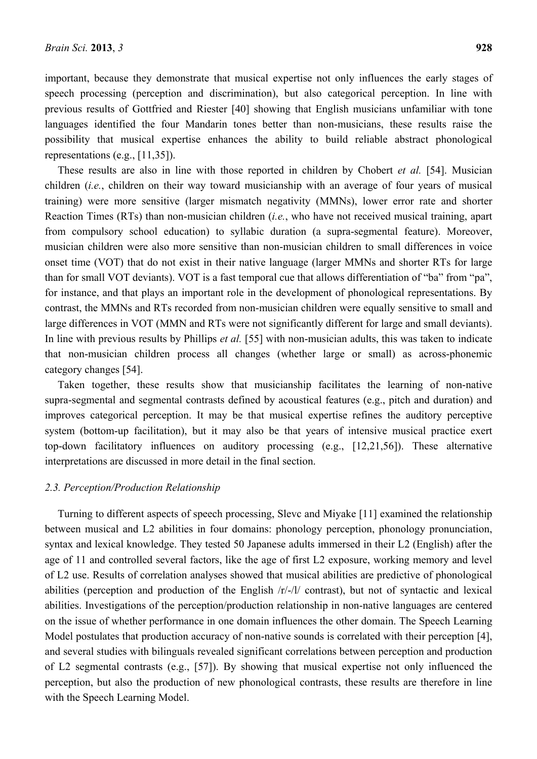important, because they demonstrate that musical expertise not only influences the early stages of speech processing (perception and discrimination), but also categorical perception. In line with previous results of Gottfried and Riester [40] showing that English musicians unfamiliar with tone languages identified the four Mandarin tones better than non-musicians, these results raise the possibility that musical expertise enhances the ability to build reliable abstract phonological representations (e.g., [11,35]).

These results are also in line with those reported in children by Chobert *et al.* [54]. Musician children (*i.e.*, children on their way toward musicianship with an average of four years of musical training) were more sensitive (larger mismatch negativity (MMNs), lower error rate and shorter Reaction Times (RTs) than non-musician children (*i.e.*, who have not received musical training, apart from compulsory school education) to syllabic duration (a supra-segmental feature). Moreover, musician children were also more sensitive than non-musician children to small differences in voice onset time (VOT) that do not exist in their native language (larger MMNs and shorter RTs for large than for small VOT deviants). VOT is a fast temporal cue that allows differentiation of "ba" from "pa", for instance, and that plays an important role in the development of phonological representations. By contrast, the MMNs and RTs recorded from non-musician children were equally sensitive to small and large differences in VOT (MMN and RTs were not significantly different for large and small deviants). In line with previous results by Phillips *et al.* [55] with non-musician adults, this was taken to indicate that non-musician children process all changes (whether large or small) as across-phonemic category changes [54].

Taken together, these results show that musicianship facilitates the learning of non-native supra-segmental and segmental contrasts defined by acoustical features (e.g., pitch and duration) and improves categorical perception. It may be that musical expertise refines the auditory perceptive system (bottom-up facilitation), but it may also be that years of intensive musical practice exert top-down facilitatory influences on auditory processing (e.g., [12,21,56]). These alternative interpretations are discussed in more detail in the final section.

### *2.3. Perception/Production Relationship*

Turning to different aspects of speech processing, Slevc and Miyake [11] examined the relationship between musical and L2 abilities in four domains: phonology perception, phonology pronunciation, syntax and lexical knowledge. They tested 50 Japanese adults immersed in their L2 (English) after the age of 11 and controlled several factors, like the age of first L2 exposure, working memory and level of L2 use. Results of correlation analyses showed that musical abilities are predictive of phonological abilities (perception and production of the English /r/-/l/ contrast), but not of syntactic and lexical abilities. Investigations of the perception/production relationship in non-native languages are centered on the issue of whether performance in one domain influences the other domain. The Speech Learning Model postulates that production accuracy of non-native sounds is correlated with their perception [4], and several studies with bilinguals revealed significant correlations between perception and production of L2 segmental contrasts (e.g., [57]). By showing that musical expertise not only influenced the perception, but also the production of new phonological contrasts, these results are therefore in line with the Speech Learning Model.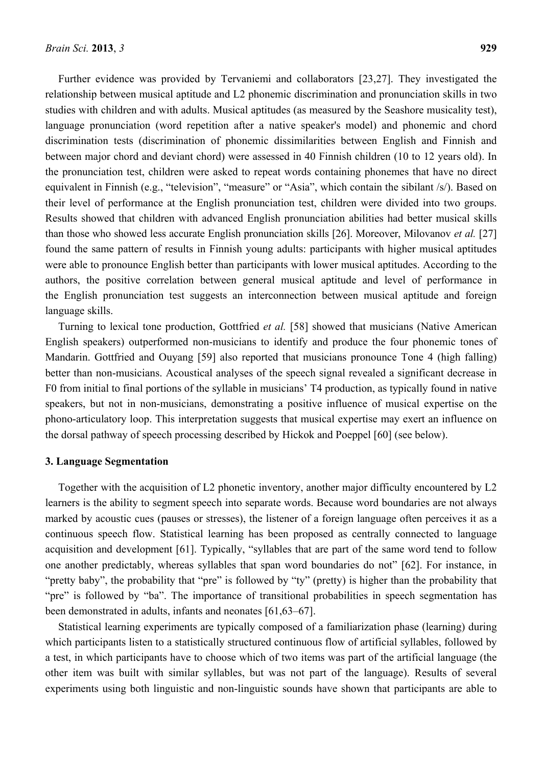Further evidence was provided by Tervaniemi and collaborators [23,27]. They investigated the relationship between musical aptitude and L2 phonemic discrimination and pronunciation skills in two studies with children and with adults. Musical aptitudes (as measured by the Seashore musicality test), language pronunciation (word repetition after a native speaker's model) and phonemic and chord discrimination tests (discrimination of phonemic dissimilarities between English and Finnish and between major chord and deviant chord) were assessed in 40 Finnish children (10 to 12 years old). In the pronunciation test, children were asked to repeat words containing phonemes that have no direct equivalent in Finnish (e.g., "television", "measure" or "Asia", which contain the sibilant /s/). Based on their level of performance at the English pronunciation test, children were divided into two groups. Results showed that children with advanced English pronunciation abilities had better musical skills than those who showed less accurate English pronunciation skills [26]. Moreover, Milovanov *et al.* [27] found the same pattern of results in Finnish young adults: participants with higher musical aptitudes were able to pronounce English better than participants with lower musical aptitudes. According to the authors, the positive correlation between general musical aptitude and level of performance in the English pronunciation test suggests an interconnection between musical aptitude and foreign language skills.

Turning to lexical tone production, Gottfried *et al.* [58] showed that musicians (Native American English speakers) outperformed non-musicians to identify and produce the four phonemic tones of Mandarin. Gottfried and Ouyang [59] also reported that musicians pronounce Tone 4 (high falling) better than non-musicians. Acoustical analyses of the speech signal revealed a significant decrease in F0 from initial to final portions of the syllable in musicians' T4 production, as typically found in native speakers, but not in non-musicians, demonstrating a positive influence of musical expertise on the phono-articulatory loop. This interpretation suggests that musical expertise may exert an influence on the dorsal pathway of speech processing described by Hickok and Poeppel [60] (see below).

## 3. Language Segmentation

Together with the acquisition of L2 phonetic inventory, another major difficulty encountered by L2 learners is the ability to segment speech into separate words. Because word boundaries are not always marked by acoustic cues (pauses or stresses), the listener of a foreign language often perceives it as a continuous speech flow. Statistical learning has been proposed as centrally connected to language acquisition and development [61]. Typically, "syllables that are part of the same word tend to follow one another predictably, whereas syllables that span word boundaries do not" [62]. For instance, in "pretty baby", the probability that "pre" is followed by "ty" (pretty) is higher than the probability that "pre" is followed by "ba". The importance of transitional probabilities in speech segmentation has been demonstrated in adults, infants and neonates [61,63–67].

Statistical learning experiments are typically composed of a familiarization phase (learning) during which participants listen to a statistically structured continuous flow of artificial syllables, followed by a test, in which participants have to choose which of two items was part of the artificial language (the other item was built with similar syllables, but was not part of the language). Results of several experiments using both linguistic and non-linguistic sounds have shown that participants are able to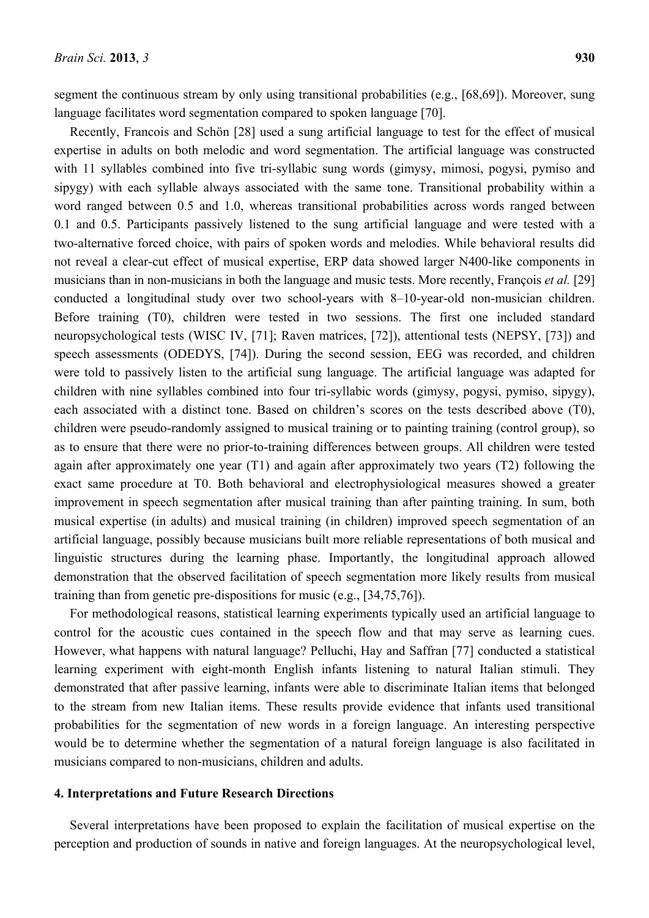segment the continuous stream by only using transitional probabilities (e.g., [68,69]). Moreover, sung language facilitates word segmentation compared to spoken language [70].

Recently, Francois and Schön [28] used a sung artificial language to test for the effect of musical expertise in adults on both melodic and word segmentation. The artificial language was constructed with 11 syllables combined into five tri-syllabic sung words (gimysy, mimosi, pogysi, pymiso and sipygy) with each syllable always associated with the same tone. Transitional probability within a word ranged between 0.5 and 1.0, whereas transitional probabilities across words ranged between 0.1 and 0.5. Participants passively listened to the sung artificial language and were tested with a two-alternative forced choice, with pairs of spoken words and melodies. While behavioral results did not reveal a clear-cut effect of musical expertise, ERP data showed larger N400-like components in musicians than in non-musicians in both the language and music tests. More recently, François *et al.* [29] conducted a longitudinal study over two school-years with 8–10-year-old non-musician children. Before training (T0), children were tested in two sessions. The first one included standard neuropsychological tests (WISC IV, [71]; Raven matrices, [72]), attentional tests (NEPSY, [73]) and speech assessments (ODEDYS, [74]). During the second session, EEG was recorded, and children were told to passively listen to the artificial sung language. The artificial language was adapted for children with nine syllables combined into four tri-syllabic words (gimysy, pogysi, pymiso, sipygy), each associated with a distinct tone. Based on children's scores on the tests described above (T0), children were pseudo-randomly assigned to musical training or to painting training (control group), so as to ensure that there were no prior-to-training differences between groups. All children were tested again after approximately one year (T1) and again after approximately two years (T2) following the exact same procedure at T0. Both behavioral and electrophysiological measures showed a greater improvement in speech segmentation after musical training than after painting training. In sum, both musical expertise (in adults) and musical training (in children) improved speech segmentation of an artificial language, possibly because musicians built more reliable representations of both musical and linguistic structures during the learning phase. Importantly, the longitudinal approach allowed demonstration that the observed facilitation of speech segmentation more likely results from musical training than from genetic pre-dispositions for music (e.g., [34,75,76]).

For methodological reasons, statistical learning experiments typically used an artificial language to control for the acoustic cues contained in the speech flow and that may serve as learning cues. However, what happens with natural language? Pelluchi, Hay and Saffran [77] conducted a statistical learning experiment with eight-month English infants listening to natural Italian stimuli. They demonstrated that after passive learning, infants were able to discriminate Italian items that belonged to the stream from new Italian items. These results provide evidence that infants used transitional probabilities for the segmentation of new words in a foreign language. An interesting perspective would be to determine whether the segmentation of a natural foreign language is also facilitated in musicians compared to non-musicians, children and adults.

## 4. Interpretations and Future Research Directions

Several interpretations have been proposed to explain the facilitation of musical expertise on the perception and production of sounds in native and foreign languages. At the neuropsychological level,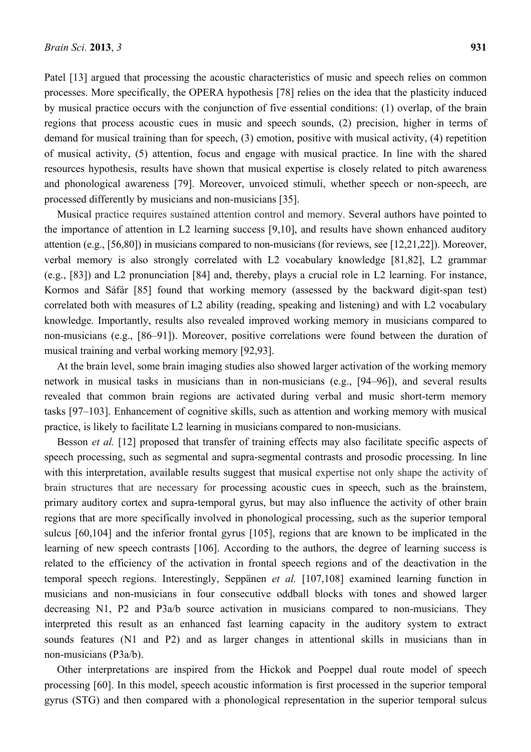Patel [13] argued that processing the acoustic characteristics of music and speech relies on common processes. More specifically, the OPERA hypothesis [78] relies on the idea that the plasticity induced by musical practice occurs with the conjunction of five essential conditions: (1) overlap, of the brain regions that process acoustic cues in music and speech sounds, (2) precision, higher in terms of demand for musical training than for speech, (3) emotion, positive with musical activity, (4) repetition of musical activity, (5) attention, focus and engage with musical practice. In line with the shared resources hypothesis, results have shown that musical expertise is closely related to pitch awareness and phonological awareness [79]. Moreover, unvoiced stimuli, whether speech or non-speech, are processed differently by musicians and non-musicians [35].

Musical practice requires sustained attention control and memory. Several authors have pointed to the importance of attention in L2 learning success [9,10], and results have shown enhanced auditory attention (e.g., [56,80]) in musicians compared to non-musicians (for reviews, see [12,21,22]). Moreover, verbal memory is also strongly correlated with L2 vocabulary knowledge [81,82], L2 grammar (e.g., [83]) and L2 pronunciation [84] and, thereby, plays a crucial role in L2 learning. For instance, Kormos and Sáfár [85] found that working memory (assessed by the backward digit-span test) correlated both with measures of L2 ability (reading, speaking and listening) and with L2 vocabulary knowledge. Importantly, results also revealed improved working memory in musicians compared to non-musicians (e.g., [86–91]). Moreover, positive correlations were found between the duration of musical training and verbal working memory [92,93].

At the brain level, some brain imaging studies also showed larger activation of the working memory network in musical tasks in musicians than in non-musicians (e.g., [94–96]), and several results revealed that common brain regions are activated during verbal and music short-term memory tasks [97–103]. Enhancement of cognitive skills, such as attention and working memory with musical practice, is likely to facilitate L2 learning in musicians compared to non-musicians.

Besson *et al.* [12] proposed that transfer of training effects may also facilitate specific aspects of speech processing, such as segmental and supra-segmental contrasts and prosodic processing. In line with this interpretation, available results suggest that musical expertise not only shape the activity of brain structures that are necessary for processing acoustic cues in speech, such as the brainstem, primary auditory cortex and supra-temporal gyrus, but may also influence the activity of other brain regions that are more specifically involved in phonological processing, such as the superior temporal sulcus [60,104] and the inferior frontal gyrus [105], regions that are known to be implicated in the learning of new speech contrasts [106]. According to the authors, the degree of learning success is related to the efficiency of the activation in frontal speech regions and of the deactivation in the temporal speech regions. Interestingly, Seppänen *et al.* [107,108] examined learning function in musicians and non-musicians in four consecutive oddball blocks with tones and showed larger decreasing N1, P2 and P3a/b source activation in musicians compared to non-musicians. They interpreted this result as an enhanced fast learning capacity in the auditory system to extract sounds features (N1 and P2) and as larger changes in attentional skills in musicians than in non-musicians (P3a/b).

Other interpretations are inspired from the Hickok and Poeppel dual route model of speech processing [60]. In this model, speech acoustic information is first processed in the superior temporal gyrus (STG) and then compared with a phonological representation in the superior temporal sulcus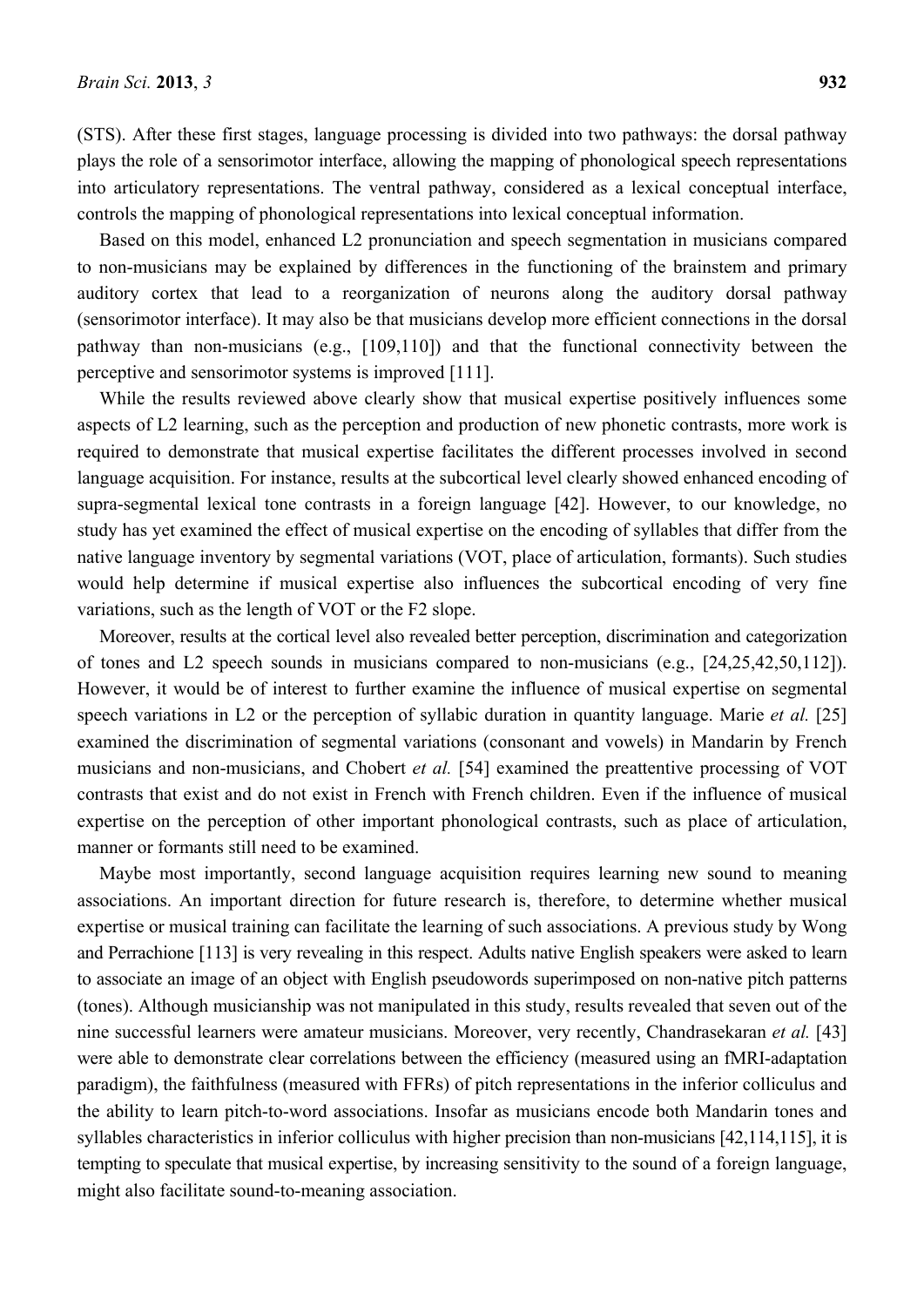(STS). After these first stages, language processing is divided into two pathways: the dorsal pathway plays the role of a sensorimotor interface, allowing the mapping of phonological speech representations into articulatory representations. The ventral pathway, considered as a lexical conceptual interface, controls the mapping of phonological representations into lexical conceptual information.

Based on this model, enhanced L2 pronunciation and speech segmentation in musicians compared to non-musicians may be explained by differences in the functioning of the brainstem and primary auditory cortex that lead to a reorganization of neurons along the auditory dorsal pathway (sensorimotor interface). It may also be that musicians develop more efficient connections in the dorsal pathway than non-musicians (e.g., [109,110]) and that the functional connectivity between the perceptive and sensorimotor systems is improved [111].

While the results reviewed above clearly show that musical expertise positively influences some aspects of L2 learning, such as the perception and production of new phonetic contrasts, more work is required to demonstrate that musical expertise facilitates the different processes involved in second language acquisition. For instance, results at the subcortical level clearly showed enhanced encoding of supra-segmental lexical tone contrasts in a foreign language [42]. However, to our knowledge, no study has yet examined the effect of musical expertise on the encoding of syllables that differ from the native language inventory by segmental variations (VOT, place of articulation, formants). Such studies would help determine if musical expertise also influences the subcortical encoding of very fine variations, such as the length of VOT or the F2 slope.

Moreover, results at the cortical level also revealed better perception, discrimination and categorization of tones and L2 speech sounds in musicians compared to non-musicians (e.g., [24,25,42,50,112]). However, it would be of interest to further examine the influence of musical expertise on segmental speech variations in L2 or the perception of syllabic duration in quantity language. Marie *et al.* [25] examined the discrimination of segmental variations (consonant and vowels) in Mandarin by French musicians and non-musicians, and Chobert *et al.* [54] examined the preattentive processing of VOT contrasts that exist and do not exist in French with French children. Even if the influence of musical expertise on the perception of other important phonological contrasts, such as place of articulation, manner or formants still need to be examined.

Maybe most importantly, second language acquisition requires learning new sound to meaning associations. An important direction for future research is, therefore, to determine whether musical expertise or musical training can facilitate the learning of such associations. A previous study by Wong and Perrachione [113] is very revealing in this respect. Adults native English speakers were asked to learn to associate an image of an object with English pseudowords superimposed on non-native pitch patterns (tones). Although musicianship was not manipulated in this study, results revealed that seven out of the nine successful learners were amateur musicians. Moreover, very recently, Chandrasekaran *et al.* [43] were able to demonstrate clear correlations between the efficiency (measured using an fMRI-adaptation paradigm), the faithfulness (measured with FFRs) of pitch representations in the inferior colliculus and the ability to learn pitch-to-word associations. Insofar as musicians encode both Mandarin tones and syllables characteristics in inferior colliculus with higher precision than non-musicians [42,114,115], it is tempting to speculate that musical expertise, by increasing sensitivity to the sound of a foreign language, might also facilitate sound-to-meaning association.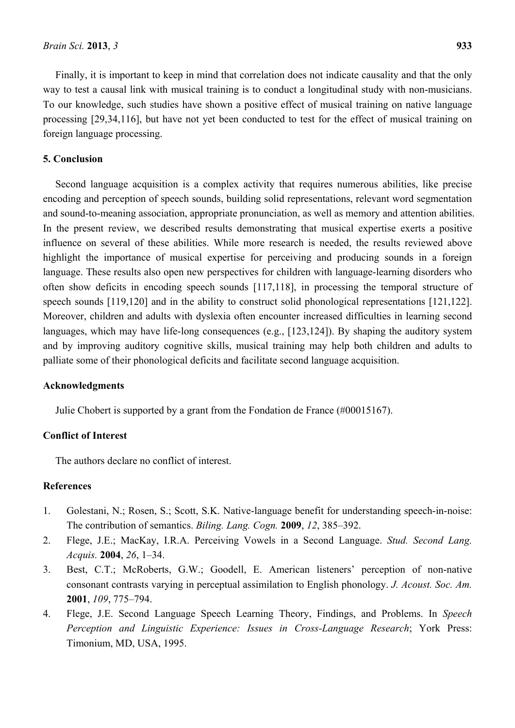Finally, it is important to keep in mind that correlation does not indicate causality and that the only way to test a causal link with musical training is to conduct a longitudinal study with non-musicians. To our knowledge, such studies have shown a positive effect of musical training on native language processing [29,34,116], but have not yet been conducted to test for the effect of musical training on foreign language processing.

## 5. Conclusion

Second language acquisition is a complex activity that requires numerous abilities, like precise encoding and perception of speech sounds, building solid representations, relevant word segmentation and sound-to-meaning association, appropriate pronunciation, as well as memory and attention abilities. In the present review, we described results demonstrating that musical expertise exerts a positive influence on several of these abilities. While more research is needed, the results reviewed above highlight the importance of musical expertise for perceiving and producing sounds in a foreign language. These results also open new perspectives for children with language-learning disorders who often show deficits in encoding speech sounds [117,118], in processing the temporal structure of speech sounds [119,120] and in the ability to construct solid phonological representations [121,122]. Moreover, children and adults with dyslexia often encounter increased difficulties in learning second languages, which may have life-long consequences (e.g., [123,124]). By shaping the auditory system and by improving auditory cognitive skills, musical training may help both children and adults to palliate some of their phonological deficits and facilitate second language acquisition.

## Acknowledgments

Julie Chobert is supported by a grant from the Fondation de France (#00015167).

## Conflict of Interest

The authors declare no conflict of interest.

## References

1. Golestani, N.; Rosen, S.; Scott, S.K. Native-language benefit for understanding speech-in-noise: The contribution of semantics. *Biling. Lang. Cogn.* **2009**, *12*, 385–392.
2. Flege, J.E.; MacKay, I.R.A. Perceiving Vowels in a Second Language. *Stud. Second Lang. Acquis.* **2004**, *26*, 1–34.
3. Best, C.T.; McRoberts, G.W.; Goodell, E. American listeners' perception of non-native consonant contrasts varying in perceptual assimilation to English phonology. *J. Acoust. Soc. Am.* **2001**, *109*, 775–794.
4. Flege, J.E. Second Language Speech Learning Theory, Findings, and Problems. In *Speech Perception and Linguistic Experience: Issues in Cross-Language Research*; York Press: Timonium, MD, USA, 1995.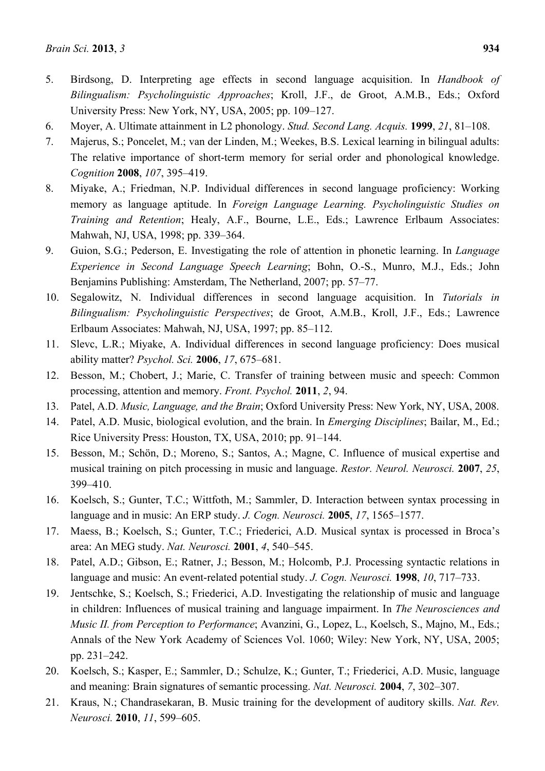5. Birdsong, D. Interpreting age effects in second language acquisition. In *Handbook of Bilingualism: Psycholinguistic Approaches*; Kroll, J.F., de Groot, A.M.B., Eds.; Oxford University Press: New York, NY, USA, 2005; pp. 109–127.
6. Moyer, A. Ultimate attainment in L2 phonology. *Stud. Second Lang. Acquis.* **1999**, *21*, 81–108.
7. Majerus, S.; Poncelet, M.; van der Linden, M.; Weekes, B.S. Lexical learning in bilingual adults: The relative importance of short-term memory for serial order and phonological knowledge. *Cognition* **2008**, *107*, 395–419.
8. Miyake, A.; Friedman, N.P. Individual differences in second language proficiency: Working memory as language aptitude. In *Foreign Language Learning. Psycholinguistic Studies on Training and Retention*; Healy, A.F., Bourne, L.E., Eds.; Lawrence Erlbaum Associates: Mahwah, NJ, USA, 1998; pp. 339–364.
9. Guion, S.G.; Pederson, E. Investigating the role of attention in phonetic learning. In *Language Experience in Second Language Speech Learning*; Bohn, O.-S., Munro, M.J., Eds.; John Benjamins Publishing: Amsterdam, The Netherland, 2007; pp. 57–77.
10. Segalowitz, N. Individual differences in second language acquisition. In *Tutorials in Bilingualism: Psycholinguistic Perspectives*; de Groot, A.M.B., Kroll, J.F., Eds.; Lawrence Erlbaum Associates: Mahwah, NJ, USA, 1997; pp. 85–112.
11. Slevc, L.R.; Miyake, A. Individual differences in second language proficiency: Does musical ability matter? *Psychol. Sci.* **2006**, *17*, 675–681.
12. Besson, M.; Chobert, J.; Marie, C. Transfer of training between music and speech: Common processing, attention and memory. *Front. Psychol.* **2011**, *2*, 94.
13. Patel, A.D. *Music, Language, and the Brain*; Oxford University Press: New York, NY, USA, 2008.
14. Patel, A.D. Music, biological evolution, and the brain. In *Emerging Disciplines*; Bailar, M., Ed.; Rice University Press: Houston, TX, USA, 2010; pp. 91–144.
15. Besson, M.; Schön, D.; Moreno, S.; Santos, A.; Magne, C. Influence of musical expertise and musical training on pitch processing in music and language. *Restor. Neurol. Neurosci.* **2007**, *25*, 399–410.
16. Koelsch, S.; Gunter, T.C.; Wittfoth, M.; Sammler, D. Interaction between syntax processing in language and in music: An ERP study. *J. Cogn. Neurosci.* **2005**, *17*, 1565–1577.
17. Maess, B.; Koelsch, S.; Gunter, T.C.; Friederici, A.D. Musical syntax is processed in Broca's area: An MEG study. *Nat. Neurosci.* **2001**, *4*, 540–545.
18. Patel, A.D.; Gibson, E.; Ratner, J.; Besson, M.; Holcomb, P.J. Processing syntactic relations in language and music: An event-related potential study. *J. Cogn. Neurosci.* **1998**, *10*, 717–733.
19. Jentschke, S.; Koelsch, S.; Friederici, A.D. Investigating the relationship of music and language in children: Influences of musical training and language impairment. In *The Neurosciences and Music II. from Perception to Performance*; Avanzini, G., Lopez, L., Koelsch, S., Majno, M., Eds.; Annals of the New York Academy of Sciences Vol. 1060; Wiley: New York, NY, USA, 2005; pp. 231–242.
20. Koelsch, S.; Kasper, E.; Sammler, D.; Schulze, K.; Gunter, T.; Friederici, A.D. Music, language and meaning: Brain signatures of semantic processing. *Nat. Neurosci.* **2004**, *7*, 302–307.
21. Kraus, N.; Chandrasekaran, B. Music training for the development of auditory skills. *Nat. Rev. Neurosci.* **2010**, *11*, 599–605.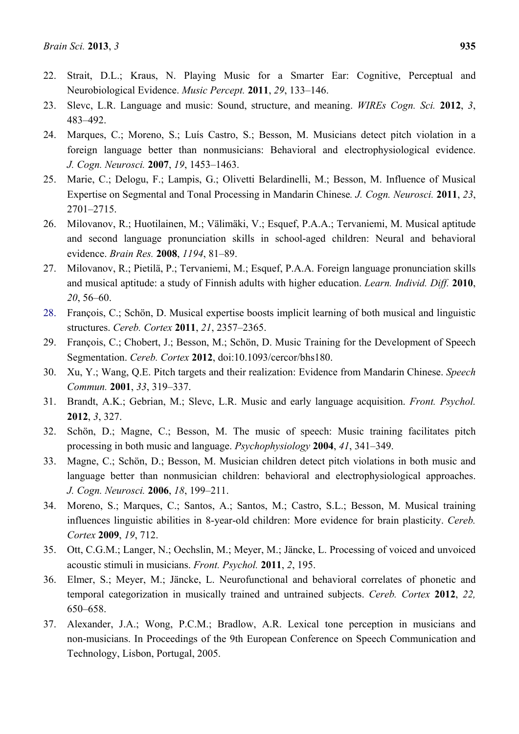22. Strait, D.L.; Kraus, N. Playing Music for a Smarter Ear: Cognitive, Perceptual and Neurobiological Evidence. *Music Percept.* **2011**, *29*, 133–146.
23. Slevc, L.R. Language and music: Sound, structure, and meaning. *WIREs Cogn. Sci.* **2012**, *3*, 483–492.
24. Marques, C.; Moreno, S.; Luís Castro, S.; Besson, M. Musicians detect pitch violation in a foreign language better than nonmusicians: Behavioral and electrophysiological evidence. *J. Cogn. Neurosci.* **2007**, *19*, 1453–1463.
25. Marie, C.; Delogu, F.; Lampis, G.; Olivetti Belardinelli, M.; Besson, M. Influence of Musical Expertise on Segmental and Tonal Processing in Mandarin Chinese. *J. Cogn. Neurosci.* **2011**, *23*, 2701–2715.
26. Milovanov, R.; Huotilainen, M.; Välimäki, V.; Esquef, P.A.A.; Tervaniemi, M. Musical aptitude and second language pronunciation skills in school-aged children: Neural and behavioral evidence. *Brain Res.* **2008**, *1194*, 81–89.
27. Milovanov, R.; Pietilä, P.; Tervaniemi, M.; Esquef, P.A.A. Foreign language pronunciation skills and musical aptitude: a study of Finnish adults with higher education. *Learn. Individ. Diff.* **2010**, *20*, 56–60.
28. François, C.; Schön, D. Musical expertise boosts implicit learning of both musical and linguistic structures. *Cereb. Cortex* **2011**, *21*, 2357–2365.
29. François, C.; Chobert, J.; Besson, M.; Schön, D. Music Training for the Development of Speech Segmentation. *Cereb. Cortex* **2012**, doi:10.1093/cercor/bhs180.
30. Xu, Y.; Wang, Q.E. Pitch targets and their realization: Evidence from Mandarin Chinese. *Speech Commun.* **2001**, *33*, 319–337.
31. Brandt, A.K.; Gebrian, M.; Slevc, L.R. Music and early language acquisition. *Front. Psychol.* **2012**, *3*, 327.
32. Schön, D.; Magne, C.; Besson, M. The music of speech: Music training facilitates pitch processing in both music and language. *Psychophysiology* **2004**, *41*, 341–349.
33. Magne, C.; Schön, D.; Besson, M. Musician children detect pitch violations in both music and language better than nonmusician children: behavioral and electrophysiological approaches. *J. Cogn. Neurosci.* **2006**, *18*, 199–211.
34. Moreno, S.; Marques, C.; Santos, A.; Santos, M.; Castro, S.L.; Besson, M. Musical training influences linguistic abilities in 8-year-old children: More evidence for brain plasticity. *Cereb. Cortex* **2009**, *19*, 712.
35. Ott, C.G.M.; Langer, N.; Oechslin, M.; Meyer, M.; Jäncke, L. Processing of voiced and unvoiced acoustic stimuli in musicians. *Front. Psychol.* **2011**, *2*, 195.
36. Elmer, S.; Meyer, M.; Jäncke, L. Neurofunctional and behavioral correlates of phonetic and temporal categorization in musically trained and untrained subjects. *Cereb. Cortex* **2012**, *22,* 650–658.
37. Alexander, J.A.; Wong, P.C.M.; Bradlow, A.R. Lexical tone perception in musicians and non-musicians. In Proceedings of the 9th European Conference on Speech Communication and Technology, Lisbon, Portugal, 2005.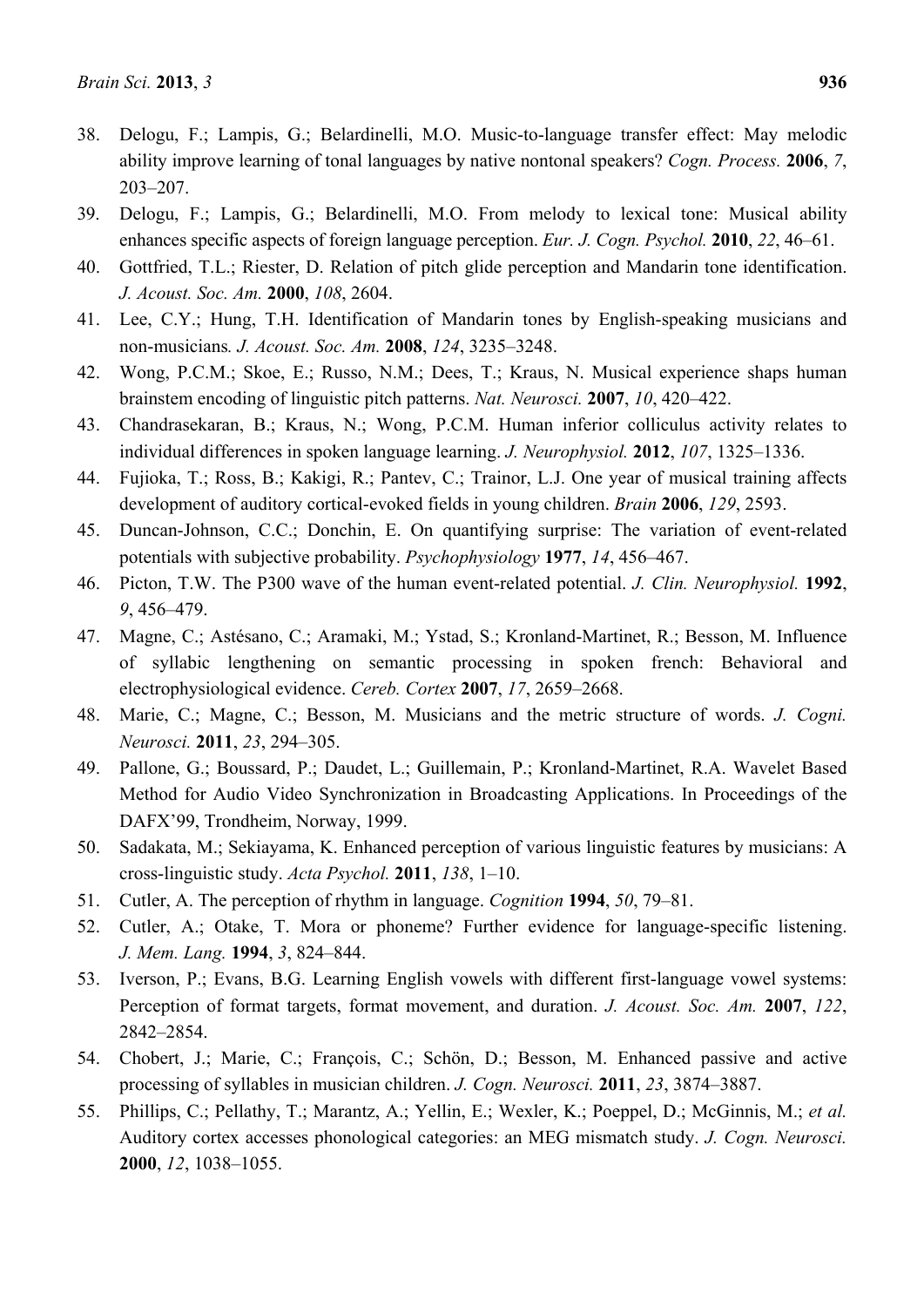38. Delogu, F.; Lampis, G.; Belardinelli, M.O. Music-to-language transfer effect: May melodic ability improve learning of tonal languages by native nontonal speakers? *Cogn. Process.* **2006**, *7*, 203–207.
39. Delogu, F.; Lampis, G.; Belardinelli, M.O. From melody to lexical tone: Musical ability enhances specific aspects of foreign language perception. *Eur. J. Cogn. Psychol.* **2010**, *22*, 46–61.
40. Gottfried, T.L.; Riester, D. Relation of pitch glide perception and Mandarin tone identification. *J. Acoust. Soc. Am.* **2000**, *108*, 2604.
41. Lee, C.Y.; Hung, T.H. Identification of Mandarin tones by English-speaking musicians and non-musicians*. J. Acoust. Soc. Am.* **2008**, *124*, 3235–3248.
42. Wong, P.C.M.; Skoe, E.; Russo, N.M.; Dees, T.; Kraus, N. Musical experience shaps human brainstem encoding of linguistic pitch patterns. *Nat. Neurosci.* **2007**, *10*, 420–422.
43. Chandrasekaran, B.; Kraus, N.; Wong, P.C.M. Human inferior colliculus activity relates to individual differences in spoken language learning. *J. Neurophysiol.* **2012**, *107*, 1325–1336.
44. Fujioka, T.; Ross, B.; Kakigi, R.; Pantev, C.; Trainor, L.J. One year of musical training affects development of auditory cortical-evoked fields in young children. *Brain* **2006**, *129*, 2593.
45. Duncan-Johnson, C.C.; Donchin, E. On quantifying surprise: The variation of event-related potentials with subjective probability. *Psychophysiology* **1977**, *14*, 456–467.
46. Picton, T.W. The P300 wave of the human event-related potential. *J. Clin. Neurophysiol.* **1992**, *9*, 456–479.
47. Magne, C.; Astésano, C.; Aramaki, M.; Ystad, S.; Kronland-Martinet, R.; Besson, M. Influence of syllabic lengthening on semantic processing in spoken french: Behavioral and electrophysiological evidence. *Cereb. Cortex* **2007**, *17*, 2659–2668.
48. Marie, C.; Magne, C.; Besson, M. Musicians and the metric structure of words. *J. Cogni. Neurosci.* **2011**, *23*, 294–305.
49. Pallone, G.; Boussard, P.; Daudet, L.; Guillemain, P.; Kronland-Martinet, R.A. Wavelet Based Method for Audio Video Synchronization in Broadcasting Applications. In Proceedings of the DAFX'99, Trondheim, Norway, 1999.
50. Sadakata, M.; Sekiayama, K. Enhanced perception of various linguistic features by musicians: A cross-linguistic study. *Acta Psychol.* **2011**, *138*, 1–10.
51. Cutler, A. The perception of rhythm in language. *Cognition* **1994**, *50*, 79–81.
52. Cutler, A.; Otake, T. Mora or phoneme? Further evidence for language-specific listening. *J. Mem. Lang.* **1994**, *3*, 824–844.
53. Iverson, P.; Evans, B.G. Learning English vowels with different first-language vowel systems: Perception of format targets, format movement, and duration. *J. Acoust. Soc. Am.* **2007**, *122*, 2842–2854.
54. Chobert, J.; Marie, C.; François, C.; Schön, D.; Besson, M. Enhanced passive and active processing of syllables in musician children. *J. Cogn. Neurosci.* **2011**, *23*, 3874–3887.
55. Phillips, C.; Pellathy, T.; Marantz, A.; Yellin, E.; Wexler, K.; Poeppel, D.; McGinnis, M.; *et al.* Auditory cortex accesses phonological categories: an MEG mismatch study. *J. Cogn. Neurosci.* **2000**, *12*, 1038–1055.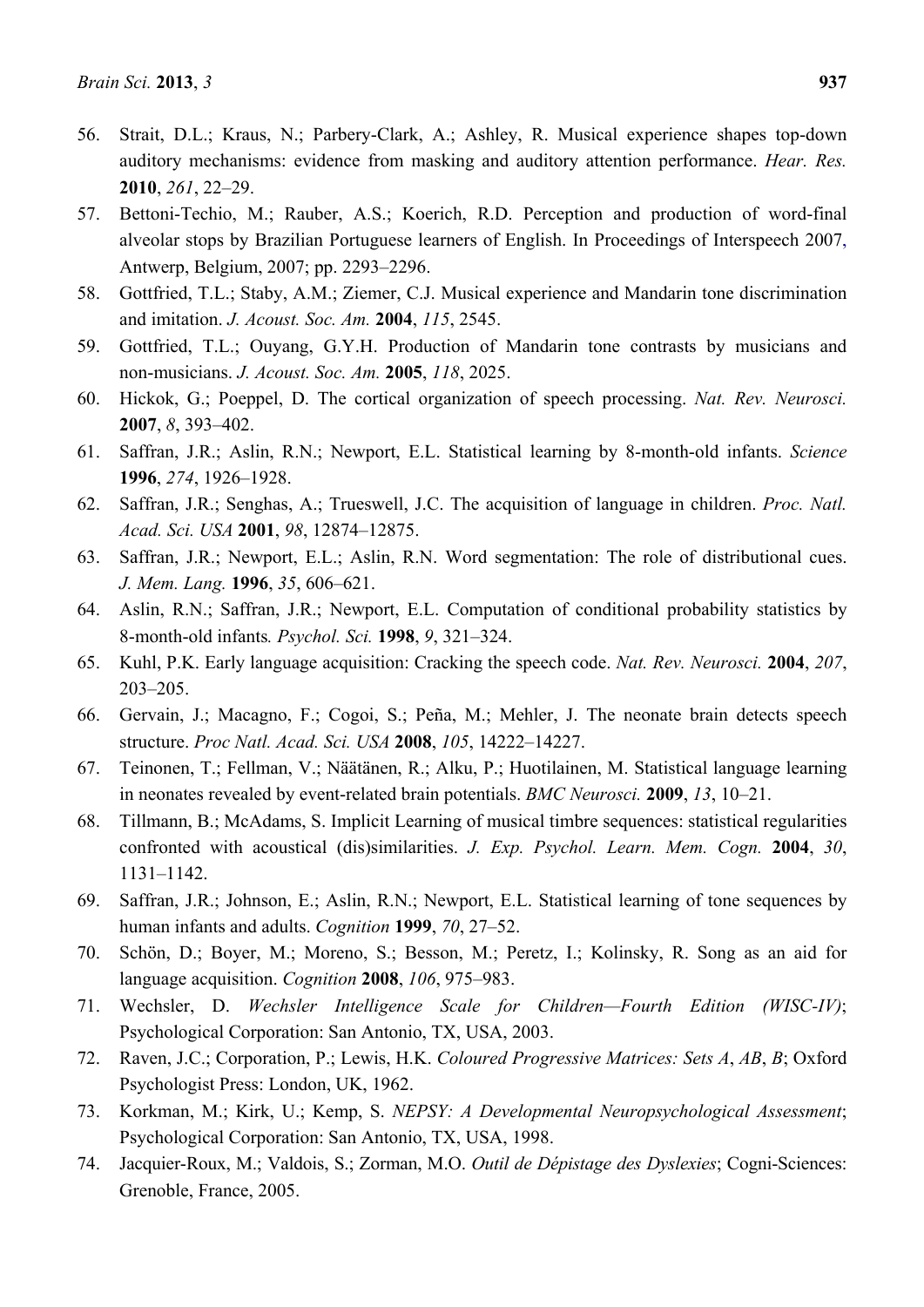56. Strait, D.L.; Kraus, N.; Parbery-Clark, A.; Ashley, R. Musical experience shapes top-down auditory mechanisms: evidence from masking and auditory attention performance. *Hear. Res.* **2010**, *261*, 22–29.
57. Bettoni-Techio, M.; Rauber, A.S.; Koerich, R.D. Perception and production of word-final alveolar stops by Brazilian Portuguese learners of English. In Proceedings of Interspeech 2007, Antwerp, Belgium, 2007; pp. 2293–2296.
58. Gottfried, T.L.; Staby, A.M.; Ziemer, C.J. Musical experience and Mandarin tone discrimination and imitation. *J. Acoust. Soc. Am.* **2004**, *115*, 2545.
59. Gottfried, T.L.; Ouyang, G.Y.H. Production of Mandarin tone contrasts by musicians and non-musicians. *J. Acoust. Soc. Am.* **2005**, *118*, 2025.
60. Hickok, G.; Poeppel, D. The cortical organization of speech processing. *Nat. Rev. Neurosci.* **2007**, *8*, 393–402.
61. Saffran, J.R.; Aslin, R.N.; Newport, E.L. Statistical learning by 8-month-old infants. *Science* **1996**, *274*, 1926–1928.
62. Saffran, J.R.; Senghas, A.; Trueswell, J.C. The acquisition of language in children. *Proc. Natl. Acad. Sci. USA* **2001**, *98*, 12874–12875.
63. Saffran, J.R.; Newport, E.L.; Aslin, R.N. Word segmentation: The role of distributional cues. *J. Mem. Lang.* **1996**, *35*, 606–621.
64. Aslin, R.N.; Saffran, J.R.; Newport, E.L. Computation of conditional probability statistics by 8-month-old infants*. Psychol. Sci.* **1998**, *9*, 321–324.
65. Kuhl, P.K. Early language acquisition: Cracking the speech code. *Nat. Rev. Neurosci.* **2004**, *207*, 203–205.
66. Gervain, J.; Macagno, F.; Cogoi, S.; Peña, M.; Mehler, J. The neonate brain detects speech structure. *Proc Natl. Acad. Sci. USA* **2008**, *105*, 14222–14227.
67. Teinonen, T.; Fellman, V.; Näätänen, R.; Alku, P.; Huotilainen, M. Statistical language learning in neonates revealed by event-related brain potentials. *BMC Neurosci.* **2009**, *13*, 10–21.
68. Tillmann, B.; McAdams, S. Implicit Learning of musical timbre sequences: statistical regularities confronted with acoustical (dis)similarities. *J. Exp. Psychol. Learn. Mem. Cogn.* **2004**, *30*, 1131–1142.
69. Saffran, J.R.; Johnson, E.; Aslin, R.N.; Newport, E.L. Statistical learning of tone sequences by human infants and adults. *Cognition* **1999**, *70*, 27–52.
70. Schön, D.; Boyer, M.; Moreno, S.; Besson, M.; Peretz, I.; Kolinsky, R. Song as an aid for language acquisition. *Cognition* **2008**, *106*, 975–983.
71. Wechsler, D. *Wechsler Intelligence Scale for Children—Fourth Edition (WISC-IV)*; Psychological Corporation: San Antonio, TX, USA, 2003.
72. Raven, J.C.; Corporation, P.; Lewis, H.K. *Coloured Progressive Matrices: Sets A*, *AB*, *B*; Oxford Psychologist Press: London, UK, 1962.
73. Korkman, M.; Kirk, U.; Kemp, S. *NEPSY: A Developmental Neuropsychological Assessment*; Psychological Corporation: San Antonio, TX, USA, 1998.
74. Jacquier-Roux, M.; Valdois, S.; Zorman, M.O. *Outil de Dépistage des Dyslexies*; Cogni-Sciences: Grenoble, France, 2005.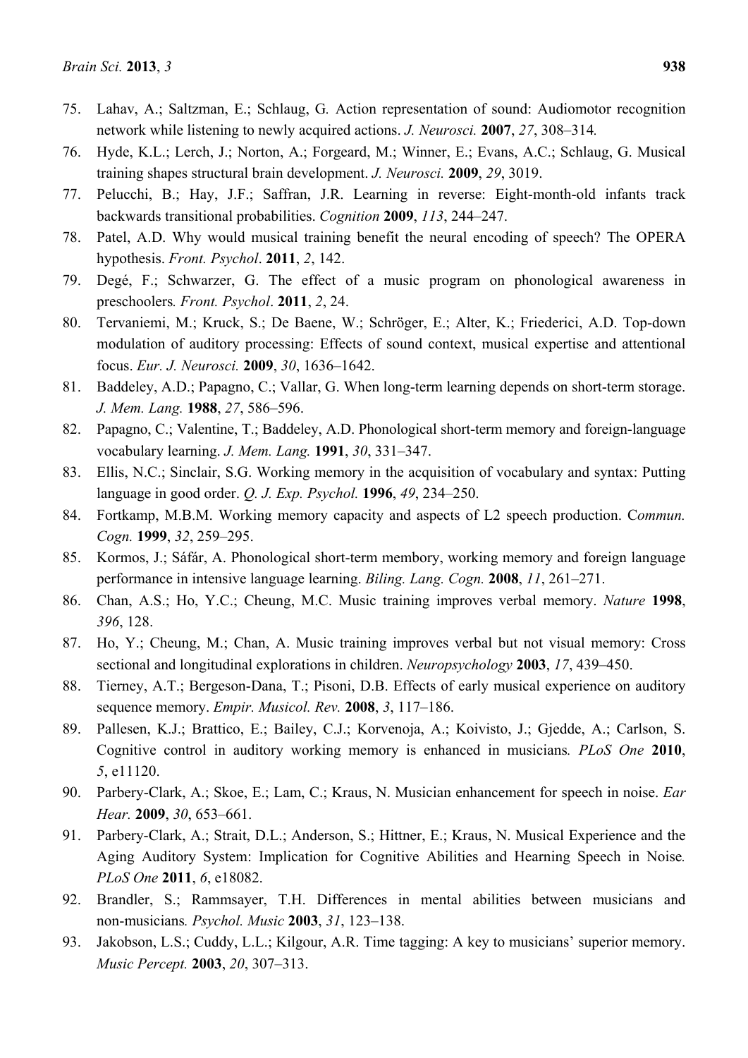75. Lahav, A.; Saltzman, E.; Schlaug, G. Action representation of sound: Audiomotor recognition network while listening to newly acquired actions. *J. Neurosci.* **2007**, *27*, 308–314.
76. Hyde, K.L.; Lerch, J.; Norton, A.; Forgeard, M.; Winner, E.; Evans, A.C.; Schlaug, G. Musical training shapes structural brain development. *J. Neurosci.* **2009**, *29*, 3019.
77. Pelucchi, B.; Hay, J.F.; Saffran, J.R. Learning in reverse: Eight-month-old infants track backwards transitional probabilities. *Cognition* **2009**, *113*, 244–247.
78. Patel, A.D. Why would musical training benefit the neural encoding of speech? The OPERA hypothesis. *Front. Psychol*. **2011**, *2*, 142.
79. Degé, F.; Schwarzer, G. The effect of a music program on phonological awareness in preschoolers*. Front. Psychol*. **2011**, *2*, 24.
80. Tervaniemi, M.; Kruck, S.; De Baene, W.; Schröger, E.; Alter, K.; Friederici, A.D. Top-down modulation of auditory processing: Effects of sound context, musical expertise and attentional focus. *Eur. J. Neurosci.* **2009**, *30*, 1636–1642.
81. Baddeley, A.D.; Papagno, C.; Vallar, G. When long-term learning depends on short-term storage. *J. Mem. Lang.* **1988**, *27*, 586–596.
82. Papagno, C.; Valentine, T.; Baddeley, A.D. Phonological short-term memory and foreign-language vocabulary learning. *J. Mem. Lang.* **1991**, *30*, 331–347.
83. Ellis, N.C.; Sinclair, S.G. Working memory in the acquisition of vocabulary and syntax: Putting language in good order. *Q. J. Exp. Psychol.* **1996**, *49*, 234–250.
84. Fortkamp, M.B.M. Working memory capacity and aspects of L2 speech production. C*ommun. Cogn.* **1999**, *32*, 259–295.
85. Kormos, J.; Sáfár, A. Phonological short-term membory, working memory and foreign language performance in intensive language learning. *Biling. Lang. Cogn.* **2008**, *11*, 261–271.
86. Chan, A.S.; Ho, Y.C.; Cheung, M.C. Music training improves verbal memory. *Nature* **1998**, *396*, 128.
87. Ho, Y.; Cheung, M.; Chan, A. Music training improves verbal but not visual memory: Cross sectional and longitudinal explorations in children. *Neuropsychology* **2003**, *17*, 439–450.
88. Tierney, A.T.; Bergeson-Dana, T.; Pisoni, D.B. Effects of early musical experience on auditory sequence memory. *Empir. Musicol. Rev.* **2008**, *3*, 117–186.
89. Pallesen, K.J.; Brattico, E.; Bailey, C.J.; Korvenoja, A.; Koivisto, J.; Gjedde, A.; Carlson, S. Cognitive control in auditory working memory is enhanced in musicians*. PLoS One* **2010**, *5*, e11120.
90. Parbery-Clark, A.; Skoe, E.; Lam, C.; Kraus, N. Musician enhancement for speech in noise. *Ear Hear.* **2009**, *30*, 653–661.
91. Parbery-Clark, A.; Strait, D.L.; Anderson, S.; Hittner, E.; Kraus, N. Musical Experience and the Aging Auditory System: Implication for Cognitive Abilities and Hearning Speech in Noise*. PLoS One* **2011**, *6*, e18082.
92. Brandler, S.; Rammsayer, T.H. Differences in mental abilities between musicians and non-musicians*. Psychol. Music* **2003**, *31*, 123–138.
93. Jakobson, L.S.; Cuddy, L.L.; Kilgour, A.R. Time tagging: A key to musicians' superior memory. *Music Percept.* **2003**, *20*, 307–313.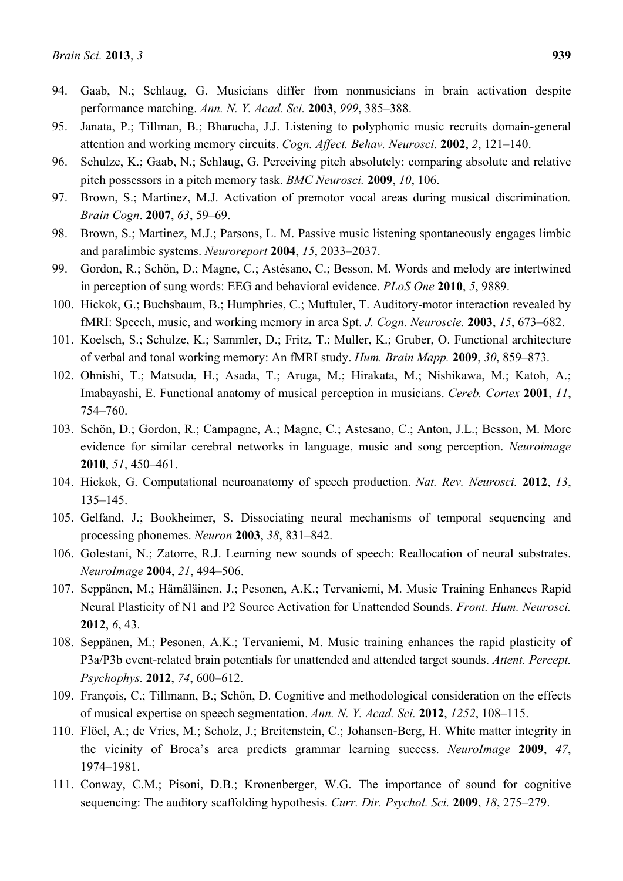94. Gaab, N.; Schlaug, G. Musicians differ from nonmusicians in brain activation despite performance matching. *Ann. N. Y. Acad. Sci.* **2003**, *999*, 385–388.
95. Janata, P.; Tillman, B.; Bharucha, J.J. Listening to polyphonic music recruits domain-general attention and working memory circuits. *Cogn. Affect. Behav. Neurosci*. **2002**, *2*, 121–140.
96. Schulze, K.; Gaab, N.; Schlaug, G. Perceiving pitch absolutely: comparing absolute and relative pitch possessors in a pitch memory task. *BMC Neurosci.* **2009**, *10*, 106.
97. Brown, S.; Martinez, M.J. Activation of premotor vocal areas during musical discrimination*. Brain Cogn*. **2007**, *63*, 59–69.
98. Brown, S.; Martinez, M.J.; Parsons, L. M. Passive music listening spontaneously engages limbic and paralimbic systems. *Neuroreport* **2004**, *15*, 2033–2037.
99. Gordon, R.; Schön, D.; Magne, C.; Astésano, C.; Besson, M. Words and melody are intertwined in perception of sung words: EEG and behavioral evidence. *PLoS One* **2010**, *5*, 9889.
100. Hickok, G.; Buchsbaum, B.; Humphries, C.; Muftuler, T. Auditory-motor interaction revealed by fMRI: Speech, music, and working memory in area Spt. *J. Cogn. Neuroscie.* **2003**, *15*, 673–682.
101. Koelsch, S.; Schulze, K.; Sammler, D.; Fritz, T.; Muller, K.; Gruber, O. Functional architecture of verbal and tonal working memory: An fMRI study. *Hum. Brain Mapp.* **2009**, *30*, 859–873.
102. Ohnishi, T.; Matsuda, H.; Asada, T.; Aruga, M.; Hirakata, M.; Nishikawa, M.; Katoh, A.; Imabayashi, E. Functional anatomy of musical perception in musicians. *Cereb. Cortex* **2001**, *11*, 754–760.
103. Schön, D.; Gordon, R.; Campagne, A.; Magne, C.; Astesano, C.; Anton, J.L.; Besson, M. More evidence for similar cerebral networks in language, music and song perception. *Neuroimage* **2010**, *51*, 450–461.
104. Hickok, G. Computational neuroanatomy of speech production. *Nat. Rev. Neurosci.* **2012**, *13*, 135–145.
105. Gelfand, J.; Bookheimer, S. Dissociating neural mechanisms of temporal sequencing and processing phonemes. *Neuron* **2003**, *38*, 831–842.
106. Golestani, N.; Zatorre, R.J. Learning new sounds of speech: Reallocation of neural substrates. *NeuroImage* **2004**, *21*, 494–506.
107. Seppänen, M.; Hämäläinen, J.; Pesonen, A.K.; Tervaniemi, M. Music Training Enhances Rapid Neural Plasticity of N1 and P2 Source Activation for Unattended Sounds. *Front. Hum. Neurosci.* **2012**, *6*, 43.
108. Seppänen, M.; Pesonen, A.K.; Tervaniemi, M. Music training enhances the rapid plasticity of P3a/P3b event-related brain potentials for unattended and attended target sounds. *Attent. Percept. Psychophys.* **2012**, *74*, 600–612.
109. François, C.; Tillmann, B.; Schön, D. Cognitive and methodological consideration on the effects of musical expertise on speech segmentation. *Ann. N. Y. Acad. Sci.* **2012**, *1252*, 108–115.
110. Flöel, A.; de Vries, M.; Scholz, J.; Breitenstein, C.; Johansen-Berg, H. White matter integrity in the vicinity of Broca's area predicts grammar learning success. *NeuroImage* **2009**, *47*, 1974–1981.
111. Conway, C.M.; Pisoni, D.B.; Kronenberger, W.G. The importance of sound for cognitive sequencing: The auditory scaffolding hypothesis. *Curr. Dir. Psychol. Sci.* **2009**, *18*, 275–279.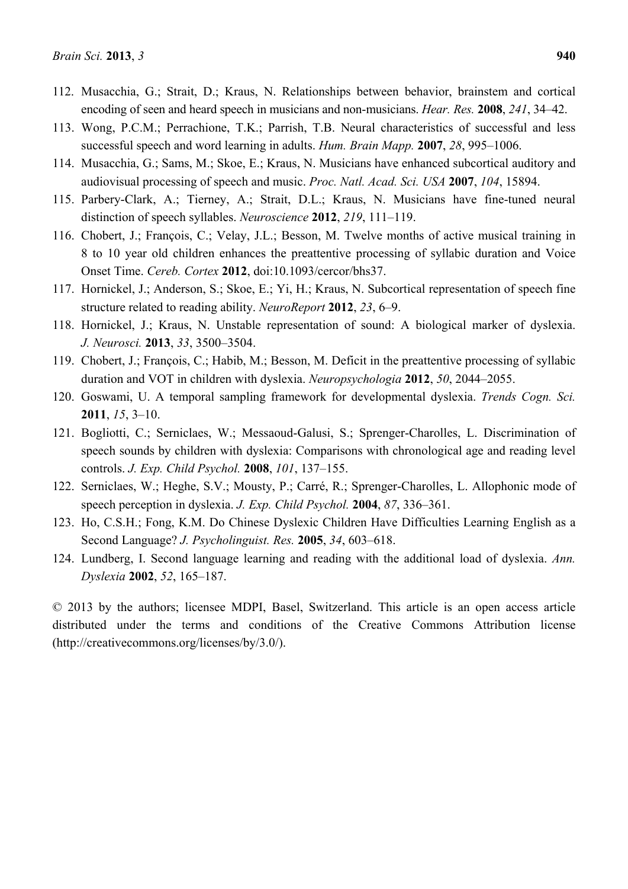112. Musacchia, G.; Strait, D.; Kraus, N. Relationships between behavior, brainstem and cortical encoding of seen and heard speech in musicians and non-musicians. *Hear. Res.* **2008**, *241*, 34–42.
113. Wong, P.C.M.; Perrachione, T.K.; Parrish, T.B. Neural characteristics of successful and less successful speech and word learning in adults. *Hum. Brain Mapp.* **2007**, *28*, 995–1006.
114. Musacchia, G.; Sams, M.; Skoe, E.; Kraus, N. Musicians have enhanced subcortical auditory and audiovisual processing of speech and music. *Proc. Natl. Acad. Sci. USA* **2007**, *104*, 15894.
115. Parbery-Clark, A.; Tierney, A.; Strait, D.L.; Kraus, N. Musicians have fine-tuned neural distinction of speech syllables. *Neuroscience* **2012**, *219*, 111–119.
116. Chobert, J.; François, C.; Velay, J.L.; Besson, M. Twelve months of active musical training in 8 to 10 year old children enhances the preattentive processing of syllabic duration and Voice Onset Time. *Cereb. Cortex* **2012**, doi:10.1093/cercor/bhs37.
117. Hornickel, J.; Anderson, S.; Skoe, E.; Yi, H.; Kraus, N. Subcortical representation of speech fine structure related to reading ability. *NeuroReport* **2012**, *23*, 6–9.
118. Hornickel, J.; Kraus, N. Unstable representation of sound: A biological marker of dyslexia. *J. Neurosci.* **2013**, *33*, 3500–3504.
119. Chobert, J.; François, C.; Habib, M.; Besson, M. Deficit in the preattentive processing of syllabic duration and VOT in children with dyslexia. *Neuropsychologia* **2012**, *50*, 2044–2055.
120. Goswami, U. A temporal sampling framework for developmental dyslexia. *Trends Cogn. Sci.* **2011**, *15*, 3–10.
121. Bogliotti, C.; Serniclaes, W.; Messaoud-Galusi, S.; Sprenger-Charolles, L. Discrimination of speech sounds by children with dyslexia: Comparisons with chronological age and reading level controls. *J. Exp. Child Psychol.* **2008**, *101*, 137–155.
122. Serniclaes, W.; Heghe, S.V.; Mousty, P.; Carré, R.; Sprenger-Charolles, L. Allophonic mode of speech perception in dyslexia. *J. Exp. Child Psychol.* **2004**, *87*, 336–361.
123. Ho, C.S.H.; Fong, K.M. Do Chinese Dyslexic Children Have Difficulties Learning English as a Second Language? *J. Psycholinguist. Res.* **2005**, *34*, 603–618.
124. Lundberg, I. Second language learning and reading with the additional load of dyslexia. *Ann. Dyslexia* **2002**, *52*, 165–187.

© 2013 by the authors; licensee MDPI, Basel, Switzerland. This article is an open access article distributed under the terms and conditions of the Creative Commons Attribution license (http://creativecommons.org/licenses/by/3.0/).